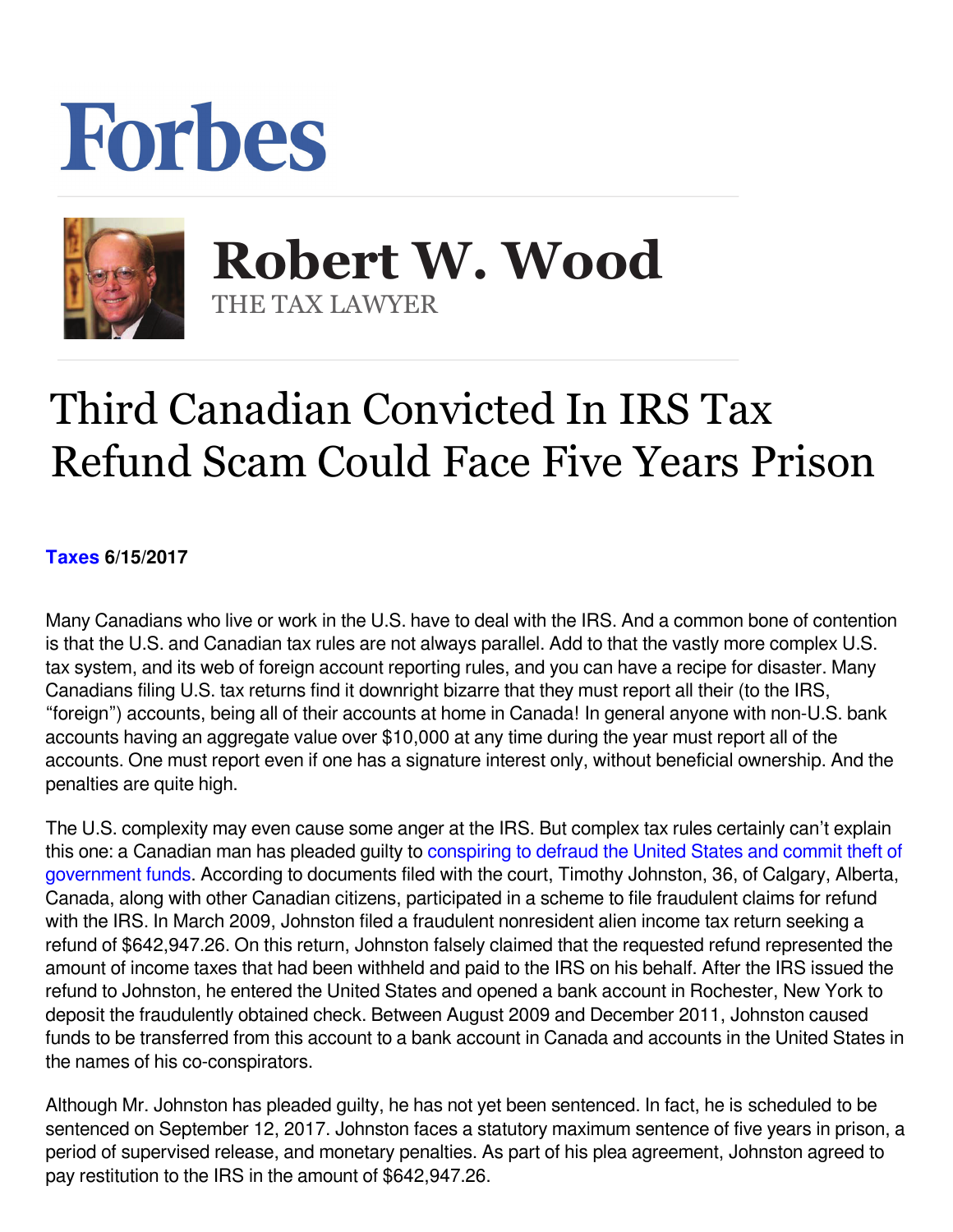Forbes

# Robert W. Wood

THE TAX LAWYER

# Third Canadian Convicted In IRS Tax Refund Scam Could Face Five Years Prison

**Taxes 6/15/2017**

Many Canadians who live or work in the U.S. have to deal with the IRS. And a common bone of contention is that the U.S. and Canadian tax rules are not always parallel. Add to that the vastly more complex U.S. tax system, and its web of foreign account reporting rules, and you can have a recipe for disaster. Many Canadians filing U.S. tax returns find it downright bizarre that they must report all their (to the IRS, "foreign") accounts, being all of their accounts at home in Canada! In general anyone with non-U.S. bank accounts having an aggregate value over $10,000 at any time during the year must report all of the accounts. One must report even if one has a signature interest only, without beneficial ownership. And the penalties are quite high.

The U.S. complexity may even cause some anger at the IRS. But complex tax rules certainly can't explain this one: a Canadian man has pleaded guilty to conspiring to defraud the United States and commit theft of government funds. According to documents filed with the court, Timothy Johnston, 36, of Calgary, Alberta, Canada, along with other Canadian citizens, participated in a scheme to file fraudulent claims for refund with the IRS. In March 2009, Johnston filed a fraudulent nonresident alien income tax return seeking a refund of $642,947.26. On this return, Johnston falsely claimed that the requested refund represented the amount of income taxes that had been withheld and paid to the IRS on his behalf. After the IRS issued the refund to Johnston, he entered the United States and opened a bank account in Rochester, New York to deposit the fraudulently obtained check. Between August 2009 and December 2011, Johnston caused funds to be transferred from this account to a bank account in Canada and accounts in the United States in the names of his co-conspirators.

Although Mr. Johnston has pleaded guilty, he has not yet been sentenced. In fact, he is scheduled to be sentenced on September 12, 2017. Johnston faces a statutory maximum sentence of five years in prison, a period of supervised release, and monetary penalties. As part of his plea agreement, Johnston agreed to pay restitution to the IRS in the amount of $642,947.26.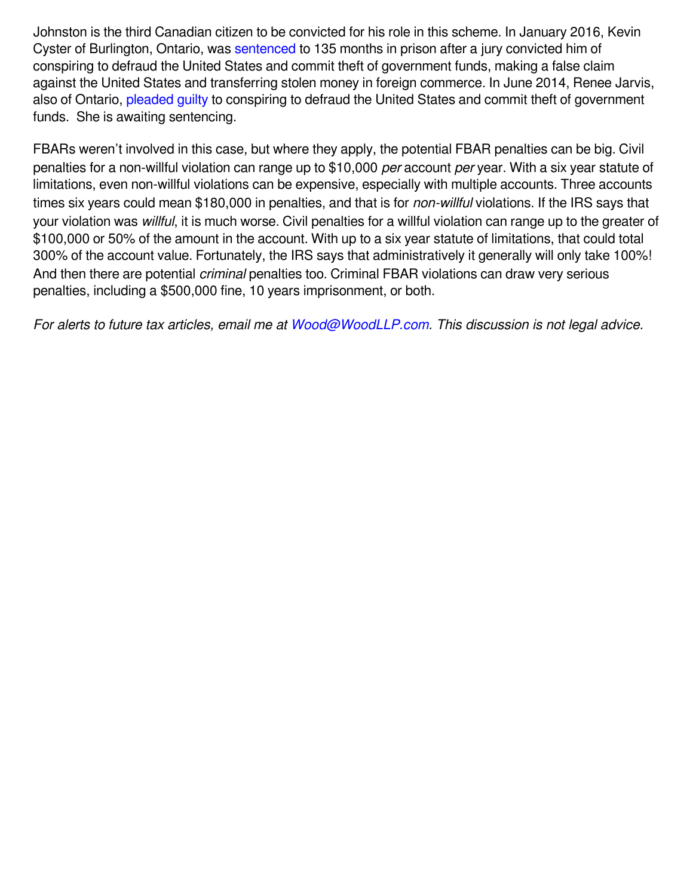Johnston is the third Canadian citizen to be convicted for his role in this scheme. In January 2016, Kevin Cyster of Burlington, Ontario, was sentenced to 135 months in prison after a jury convicted him of conspiring to defraud the United States and commit theft of government funds, making a false claim against the United States and transferring stolen money in foreign commerce. In June 2014, Renee Jarvis, also of Ontario, pleaded guilty to conspiring to defraud the United States and commit theft of government funds. She is awaiting sentencing.

FBARs weren't involved in this case, but where they apply, the potential FBAR penalties can be big. Civil penalties for a non-willful violation can range up to $10,000 *per* account *per* year. With a six year statute of limitations, even non-willful violations can be expensive, especially with multiple accounts. Three accounts times six years could mean $180,000 in penalties, and that is for *non-willful* violations. If the IRS says that your violation was *willful*, it is much worse. Civil penalties for a willful violation can range up to the greater of $100,000 or 50% of the amount in the account. With up to a six year statute of limitations, that could total 300% of the account value. Fortunately, the IRS says that administratively it generally will only take 100%! And then there are potential *criminal* penalties too. Criminal FBAR violations can draw very serious penalties, including a $500,000 fine, 10 years imprisonment, or both.

*For alerts to future tax articles, email me at Wood@WoodLLP.com. This discussion is not legal advice.*